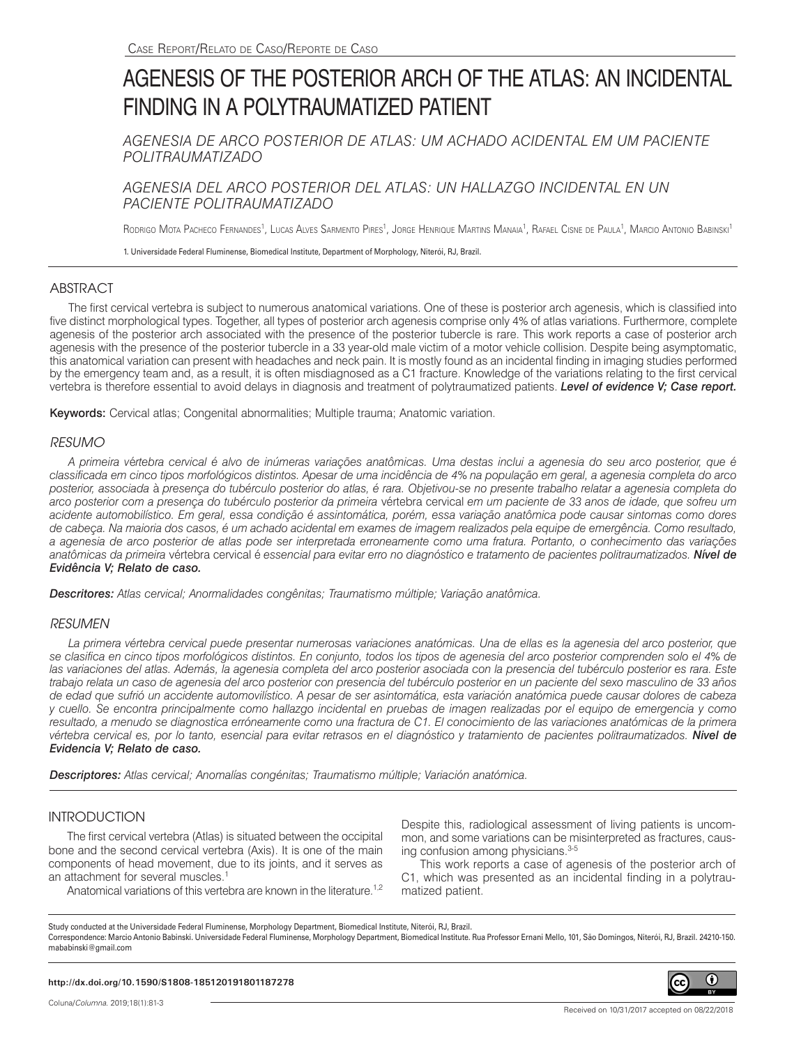Case Report/Relato de Caso/Reporte de Caso

# AGENESIS OF THE POSTERIOR ARCH OF THE ATLAS: AN INCIDENTAL FINDING IN A POLYTRAUMATIZED PATIENT

## *AGENESIA DE ARCO POSTERIOR DE ATLAS: UM ACHADO ACIDENTAL EM UM PACIENTE POLITRAUMATIZADO*

## *AGENESIA DEL ARCO POSTERIOR DEL ATLAS: UN HALLAZGO INCIDENTAL EN UN PACIENTE POLITRAUMATIZADO*

Rodrigo Mota Pacheco Fernandes[1], Lucas Alves Sarmento Pires[1], Jorge Henrique Martins Manaia[1], Rafael Cisne de Paula[1], Marcio Antonio Babinski[1]

1. Universidade Federal Fluminense, Biomedical Institute, Department of Morphology, Niterói, RJ, Brazil.

## ABSTRACT

The first cervical vertebra is subject to numerous anatomical variations. One of these is posterior arch agenesis, which is classified into five distinct morphological types. Together, all types of posterior arch agenesis comprise only 4% of atlas variations. Furthermore, complete agenesis of the posterior arch associated with the presence of the posterior tubercle is rare. This work reports a case of posterior arch agenesis with the presence of the posterior tubercle in a 33 year-old male victim of a motor vehicle collision. Despite being asymptomatic, this anatomical variation can present with headaches and neck pain. It is mostly found as an incidental finding in imaging studies performed by the emergency team and, as a result, it is often misdiagnosed as a C1 fracture. Knowledge of the variations relating to the first cervical vertebra is therefore essential to avoid delays in diagnosis and treatment of polytraumatized patients. ***Level of evidence V; Case report.***

**Keywords:** Cervical atlas; Congenital abnormalities; Multiple trauma; Anatomic variation.

## *RESUMO*

*A primeira vértebra cervical é alvo de inúmeras variações anatômicas. Uma destas inclui a agenesia do seu arco posterior, que é classificada em cinco tipos morfológicos distintos. Apesar de uma incidência de 4% na população em geral, a agenesia completa do arco posterior, associada à presença do tubérculo posterior do atlas, é rara. Objetivou-se no presente trabalho relatar a agenesia completa do arco posterior com a presença do tubérculo posterior da primeira* vértebra cervical *em um paciente de 33 anos de idade, que sofreu um acidente automobilístico. Em geral, essa condição é assintomática, porém, essa variação anatômica pode causar sintomas como dores de cabeça. Na maioria dos casos, é um achado acidental em exames de imagem realizados pela equipe de emergência. Como resultado, a agenesia de arco posterior de atlas pode ser interpretada erroneamente como uma fratura. Portanto, o conhecimento das variações anatômicas da primeira* vértebra cervical *é essencial para evitar erro no diagnóstico e tratamento de pacientes politraumatizados.* ***Nível de Evidência V; Relato de caso.***

***Descritores:*** *Atlas cervical; Anormalidades congênitas; Traumatismo múltiple; Variação anatômica.*

## *RESUMEN*

*La primera vértebra cervical puede presentar numerosas variaciones anatómicas. Una de ellas es la agenesia del arco posterior, que se clasifica en cinco tipos morfológicos distintos. En conjunto, todos los tipos de agenesia del arco posterior comprenden solo el 4% de las variaciones del atlas. Además, la agenesia completa del arco posterior asociada con la presencia del tubérculo posterior es rara. Este trabajo relata un caso de agenesia del arco posterior con presencia del tubérculo posterior en un paciente del sexo masculino de 33 años de edad que sufrió un accidente automovilístico. A pesar de ser asintomática, esta variación anatómica puede causar dolores de cabeza y cuello. Se encontra principalmente como hallazgo incidental en pruebas de imagen realizadas por el equipo de emergencia y como resultado, a menudo se diagnostica erróneamente como una fractura de C1. El conocimiento de las variaciones anatómicas de la primera vértebra cervical es, por lo tanto, esencial para evitar retrasos en el diagnóstico y tratamiento de pacientes politraumatizados.* ***Nível de Evidencia V; Relato de caso.***

***Descriptores:*** *Atlas cervical; Anomalías congénitas; Traumatismo múltiple; Variación anatómica.*

## INTRODUCTION

The first cervical vertebra (Atlas) is situated between the occipital bone and the second cervical vertebra (Axis). It is one of the main components of head movement, due to its joints, and it serves as an attachment for several muscles.[1]

Anatomical variations of this vertebra are known in the literature.[1,2] Despite this, radiological assessment of living patients is uncommon, and some variations can be misinterpreted as fractures, causing confusion among physicians.[3-5]

This work reports a case of agenesis of the posterior arch of C1, which was presented as an incidental finding in a polytraumatized patient.

Study conducted at the Universidade Federal Fluminense, Morphology Department, Biomedical Institute, Niterói, RJ, Brazil.
Correspondence: Marcio Antonio Babinski. Universidade Federal Fluminense, Morphology Department, Biomedical Institute. Rua Professor Ernani Mello, 101, São Domingos, Niterói, RJ, Brazil. 24210-150. mababinski@gmail.com

**http://dx.doi.org/10.1590/S1808-185120191801187278**

Received on 10/31/2017 accepted on 08/22/2018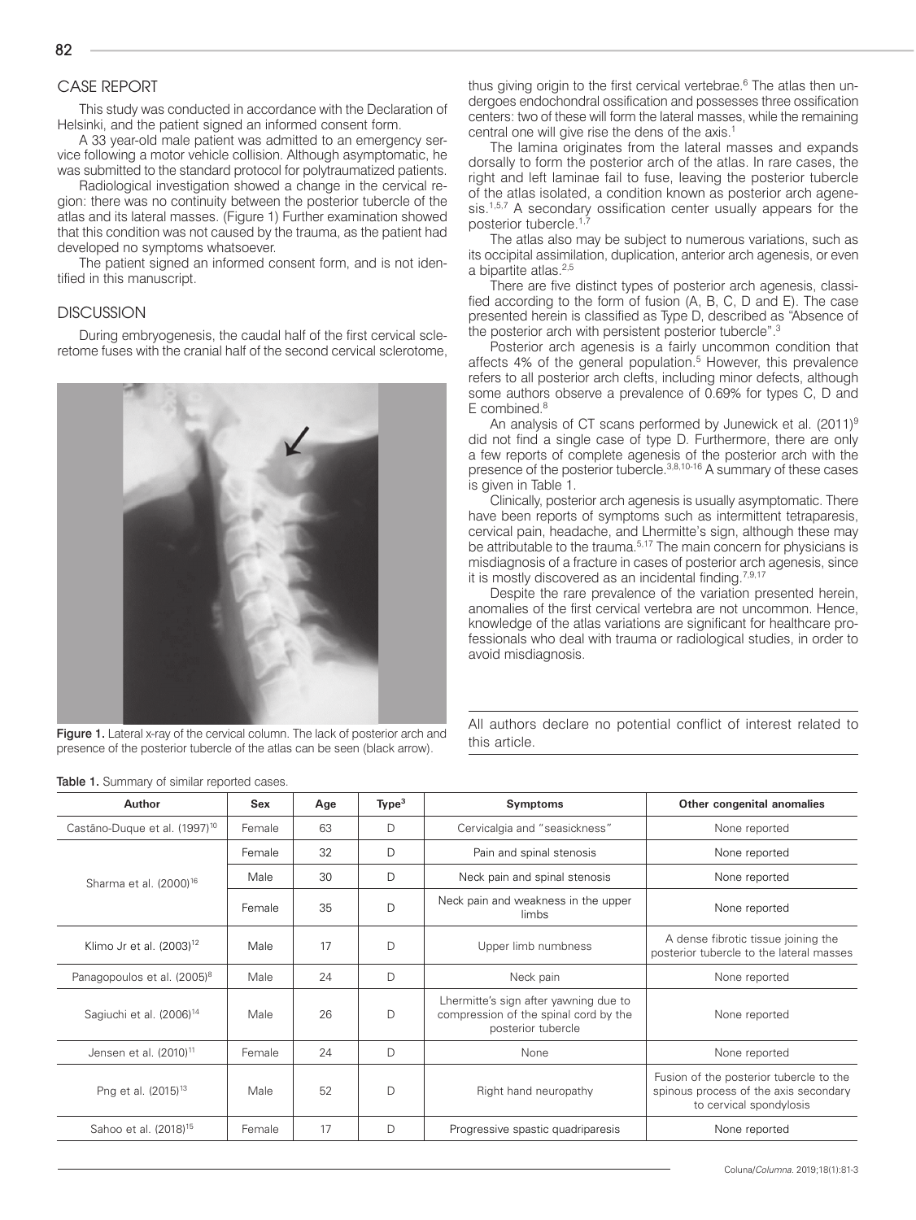## CASE REPORT

This study was conducted in accordance with the Declaration of Helsinki, and the patient signed an informed consent form.

A 33 year-old male patient was admitted to an emergency service following a motor vehicle collision. Although asymptomatic, he was submitted to the standard protocol for polytraumatized patients.

Radiological investigation showed a change in the cervical region: there was no continuity between the posterior tubercle of the atlas and its lateral masses. (Figure 1) Further examination showed that this condition was not caused by the trauma, as the patient had developed no symptoms whatsoever.

The patient signed an informed consent form, and is not identified in this manuscript.

## DISCUSSION

During embryogenesis, the caudal half of the first cervical sclerotome fuses with the cranial half of the second cervical sclerotome, thus giving origin to the first cervical vertebrae.[6] The atlas then undergoes endochondral ossification and possesses three ossification centers: two of these will form the lateral masses, while the remaining central one will give rise the dens of the axis.[1]

**Figure 1.** Lateral x-ray of the cervical column. The lack of posterior arch and presence of the posterior tubercle of the atlas can be seen (black arrow).

The lamina originates from the lateral masses and expands dorsally to form the posterior arch of the atlas. In rare cases, the right and left laminae fail to fuse, leaving the posterior tubercle of the atlas isolated, a condition known as posterior arch agenesis.[1,5,7] A secondary ossification center usually appears for the posterior tubercle.[1,7]

The atlas also may be subject to numerous variations, such as its occipital assimilation, duplication, anterior arch agenesis, or even a bipartite atlas.[2,5]

There are five distinct types of posterior arch agenesis, classified according to the form of fusion (A, B, C, D and E). The case presented herein is classified as Type D, described as "Absence of the posterior arch with persistent posterior tubercle".[3]

Posterior arch agenesis is a fairly uncommon condition that affects 4% of the general population.[5] However, this prevalence refers to all posterior arch clefts, including minor defects, although some authors observe a prevalence of 0.69% for types C, D and E combined.[8]

An analysis of CT scans performed by Junewick et al. (2011)[9] did not find a single case of type D. Furthermore, there are only a few reports of complete agenesis of the posterior arch with the presence of the posterior tubercle.[3,8,10-16] A summary of these cases is given in Table 1.

Clinically, posterior arch agenesis is usually asymptomatic. There have been reports of symptoms such as intermittent tetraparesis, cervical pain, headache, and Lhermitte's sign, although these may be attributable to the trauma.[5,17] The main concern for physicians is misdiagnosis of a fracture in cases of posterior arch agenesis, since it is mostly discovered as an incidental finding.[7,9,17]

Despite the rare prevalence of the variation presented herein, anomalies of the first cervical vertebra are not uncommon. Hence, knowledge of the atlas variations are significant for healthcare professionals who deal with trauma or radiological studies, in order to avoid misdiagnosis.

All authors declare no potential conflict of interest related to this article.

**Table 1.** Summary of similar reported cases.

| Author | Sex | Age | Type[3] | Symptoms | Other congenital anomalies |
|---|---|---|---|---|---|
| Castãno-Duque et al. (1997)[10] | Female | 63 | D | Cervicalgia and "seasickness" | None reported |
| Sharma et al. (2000)[16] | Female | 32 | D | Pain and spinal stenosis | None reported |
| | Male | 30 | D | Neck pain and spinal stenosis | None reported |
| | Female | 35 | D | Neck pain and weakness in the upper limbs | None reported |
| Klimo Jr et al. (2003)[12] | Male | 17 | D | Upper limb numbness | A dense fibrotic tissue joining the posterior tubercle to the lateral masses |
| Panagopoulos et al. (2005)[8] | Male | 24 | D | Neck pain | None reported |
| Sagiuchi et al. (2006)[14] | Male | 26 | D | Lhermitte's sign after yawning due to compression of the spinal cord by the posterior tubercle | None reported |
| Jensen et al. (2010)[11] | Female | 24 | D | None | None reported |
| Png et al. (2015)[13] | Male | 52 | D | Right hand neuropathy | Fusion of the posterior tubercle to the spinous process of the axis secondary to cervical spondylosis |
| Sahoo et al. (2018)[15] | Female | 17 | D | Progressive spastic quadriparesis | None reported |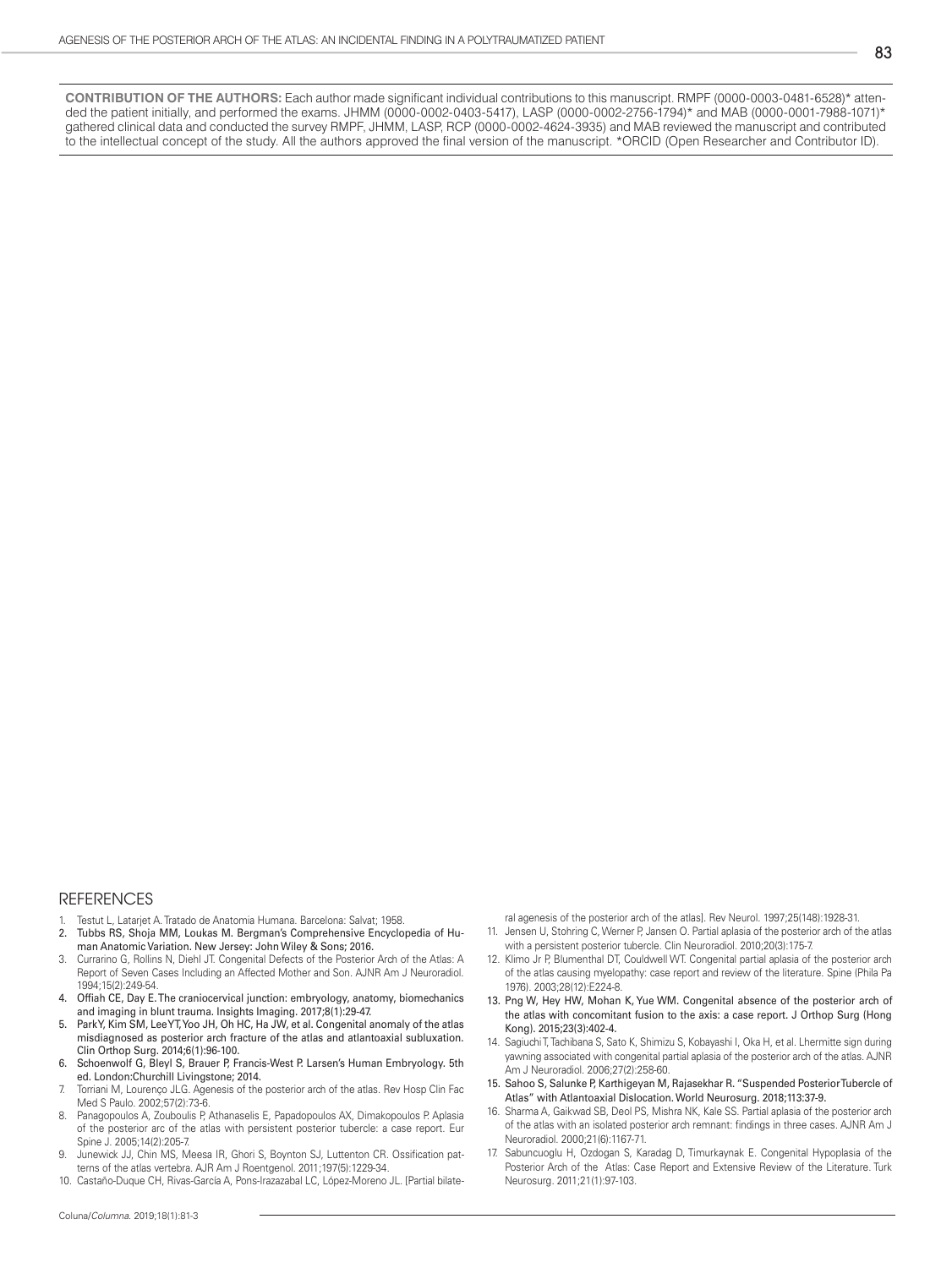**CONTRIBUTION OF THE AUTHORS:** Each author made significant individual contributions to this manuscript. RMPF (0000-0003-0481-6528)* attended the patient initially, and performed the exams. JHMM (0000-0002-0403-5417), LASP (0000-0002-2756-1794)* and MAB (0000-0001-7988-1071)* gathered clinical data and conducted the survey RMPF, JHMM, LASP, RCP (0000-0002-4624-3935) and MAB reviewed the manuscript and contributed to the intellectual concept of the study. All the authors approved the final version of the manuscript. *ORCID (Open Researcher and Contributor ID).

## REFERENCES

1. Testut L, Latarjet A. Tratado de Anatomia Humana. Barcelona: Salvat; 1958.
2. Tubbs RS, Shoja MM, Loukas M. Bergman's Comprehensive Encyclopedia of Human Anatomic Variation. New Jersey: John Wiley & Sons; 2016.
3. Currarino G, Rollins N, Diehl JT. Congenital Defects of the Posterior Arch of the Atlas: A Report of Seven Cases Including an Affected Mother and Son. AJNR Am J Neuroradiol. 1994;15(2):249-54.
4. Offiah CE, Day E. The craniocervical junction: embryology, anatomy, biomechanics and imaging in blunt trauma. Insights Imaging. 2017;8(1):29-47.
5. Park Y, Kim SM, Lee YT, Yoo JH, Oh HC, Ha JW, et al. Congenital anomaly of the atlas misdiagnosed as posterior arch fracture of the atlas and atlantoaxial subluxation. Clin Orthop Surg. 2014;6(1):96-100.
6. Schoenwolf G, Bleyl S, Brauer P, Francis-West P. Larsen's Human Embryology. 5th ed. London:Churchill Livingstone; 2014.
7. Torriani M, Lourenço JLG. Agenesis of the posterior arch of the atlas. Rev Hosp Clin Fac Med S Paulo. 2002;57(2):73-6.
8. Panagopoulos A, Zouboulis P, Athanaselis E, Papadopoulos AX, Dimakopoulos P. Aplasia of the posterior arc of the atlas with persistent posterior tubercle: a case report. Eur Spine J. 2005;14(2):205-7.
9. Junewick JJ, Chin MS, Meesa IR, Ghori S, Boynton SJ, Luttenton CR. Ossification patterns of the atlas vertebra. AJR Am J Roentgenol. 2011;197(5):1229-34.
10. Castaño-Duque CH, Rivas-García A, Pons-Irazazabal LC, López-Moreno JL. [Partial bilateral agenesis of the posterior arch of the atlas]. Rev Neurol. 1997;25(148):1928-31.
11. Jensen U, Stohring C, Werner P, Jansen O. Partial aplasia of the posterior arch of the atlas with a persistent posterior tubercle. Clin Neuroradiol. 2010;20(3):175-7.
12. Klimo Jr P, Blumenthal DT, Couldwell WT. Congenital partial aplasia of the posterior arch of the atlas causing myelopathy: case report and review of the literature. Spine (Phila Pa 1976). 2003;28(12):E224-8.
13. Png W, Hey HW, Mohan K, Yue WM. Congenital absence of the posterior arch of the atlas with concomitant fusion to the axis: a case report. J Orthop Surg (Hong Kong). 2015;23(3):402-4.
14. Sagiuchi T, Tachibana S, Sato K, Shimizu S, Kobayashi I, Oka H, et al. Lhermitte sign during yawning associated with congenital partial aplasia of the posterior arch of the atlas. AJNR Am J Neuroradiol. 2006;27(2):258-60.
15. Sahoo S, Salunke P, Karthigeyan M, Rajasekhar R. "Suspended Posterior Tubercle of Atlas" with Atlantoaxial Dislocation. World Neurosurg. 2018;113:37-9.
16. Sharma A, Gaikwad SB, Deol PS, Mishra NK, Kale SS. Partial aplasia of the posterior arch of the atlas with an isolated posterior arch remnant: findings in three cases. AJNR Am J Neuroradiol. 2000;21(6):1167-71.
17. Sabuncuoglu H, Ozdogan S, Karadag D, Timurkaynak E. Congenital Hypoplasia of the Posterior Arch of the Atlas: Case Report and Extensive Review of the Literature. Turk Neurosurg. 2011;21(1):97-103.